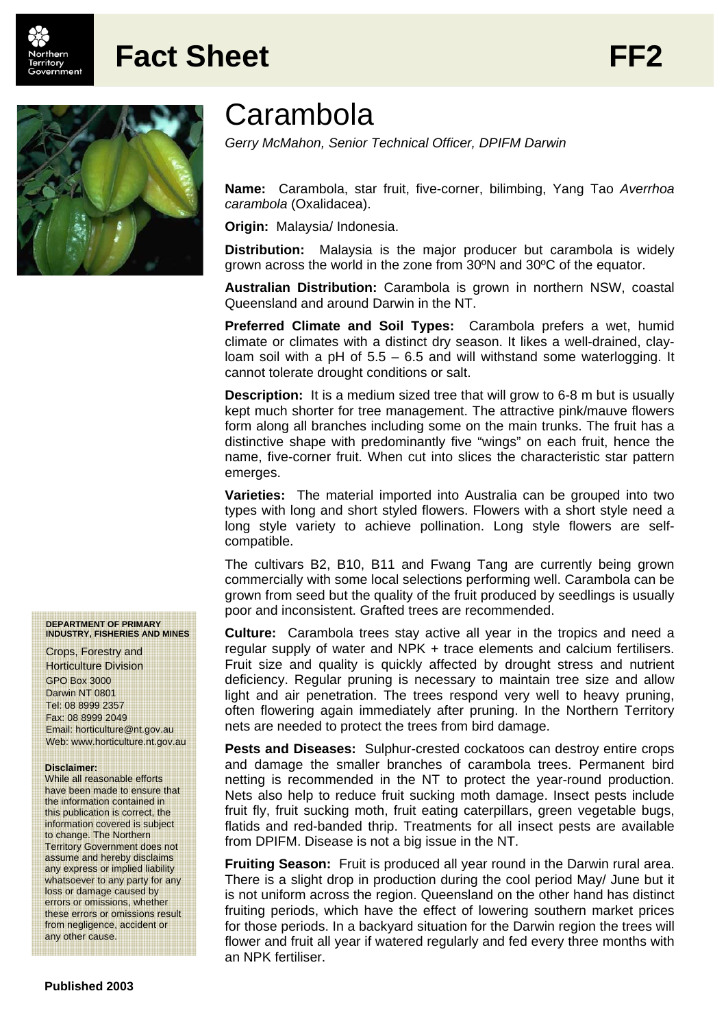# Fact Sheet FF2

# Carambola

*Gerry McMahon, Senior Technical Officer, DPIFM Darwin*

**Name:** Carambola, star fruit, five-corner, bilimbing, Yang Tao *Averrhoa carambola* (Oxalidacea).

**Origin:** Malaysia/ Indonesia.

**Distribution:** Malaysia is the major producer but carambola is widely grown across the world in the zone from 30ºN and 30ºC of the equator.

**Australian Distribution:** Carambola is grown in northern NSW, coastal Queensland and around Darwin in the NT.

**Preferred Climate and Soil Types:** Carambola prefers a wet, humid climate or climates with a distinct dry season. It likes a well-drained, clay-loam soil with a pH of 5.5 – 6.5 and will withstand some waterlogging. It cannot tolerate drought conditions or salt.

**Description:** It is a medium sized tree that will grow to 6-8 m but is usually kept much shorter for tree management. The attractive pink/mauve flowers form along all branches including some on the main trunks. The fruit has a distinctive shape with predominantly five "wings" on each fruit, hence the name, five-corner fruit. When cut into slices the characteristic star pattern emerges.

**Varieties:** The material imported into Australia can be grouped into two types with long and short styled flowers. Flowers with a short style need a long style variety to achieve pollination. Long style flowers are self-compatible.

The cultivars B2, B10, B11 and Fwang Tang are currently being grown commercially with some local selections performing well. Carambola can be grown from seed but the quality of the fruit produced by seedlings is usually poor and inconsistent. Grafted trees are recommended.

**Culture:** Carambola trees stay active all year in the tropics and need a regular supply of water and NPK + trace elements and calcium fertilisers. Fruit size and quality is quickly affected by drought stress and nutrient deficiency. Regular pruning is necessary to maintain tree size and allow light and air penetration. The trees respond very well to heavy pruning, often flowering again immediately after pruning. In the Northern Territory nets are needed to protect the trees from bird damage.

**Pests and Diseases:** Sulphur-crested cockatoos can destroy entire crops and damage the smaller branches of carambola trees. Permanent bird netting is recommended in the NT to protect the year-round production. Nets also help to reduce fruit sucking moth damage. Insect pests include fruit fly, fruit sucking moth, fruit eating caterpillars, green vegetable bugs, flatids and red-banded thrip. Treatments for all insect pests are available from DPIFM. Disease is not a big issue in the NT.

**Fruiting Season:** Fruit is produced all year round in the Darwin rural area. There is a slight drop in production during the cool period May/ June but it is not uniform across the region. Queensland on the other hand has distinct fruiting periods, which have the effect of lowering southern market prices for those periods. In a backyard situation for the Darwin region the trees will flower and fruit all year if watered regularly and fed every three months with an NPK fertiliser.

**DEPARTMENT OF PRIMARY INDUSTRY, FISHERIES AND MINES**

Crops, Forestry and Horticulture Division
GPO Box 3000
Darwin NT 0801
Tel: 08 8999 2357
Fax: 08 8999 2049
Email: horticulture@nt.gov.au
Web: www.horticulture.nt.gov.au

**Disclaimer:**
While all reasonable efforts have been made to ensure that the information contained in this publication is correct, the information covered is subject to change. The Northern Territory Government does not assume and hereby disclaims any express or implied liability whatsoever to any party for any loss or damage caused by errors or omissions, whether these errors or omissions result from negligence, accident or any other cause.

**Published 2003**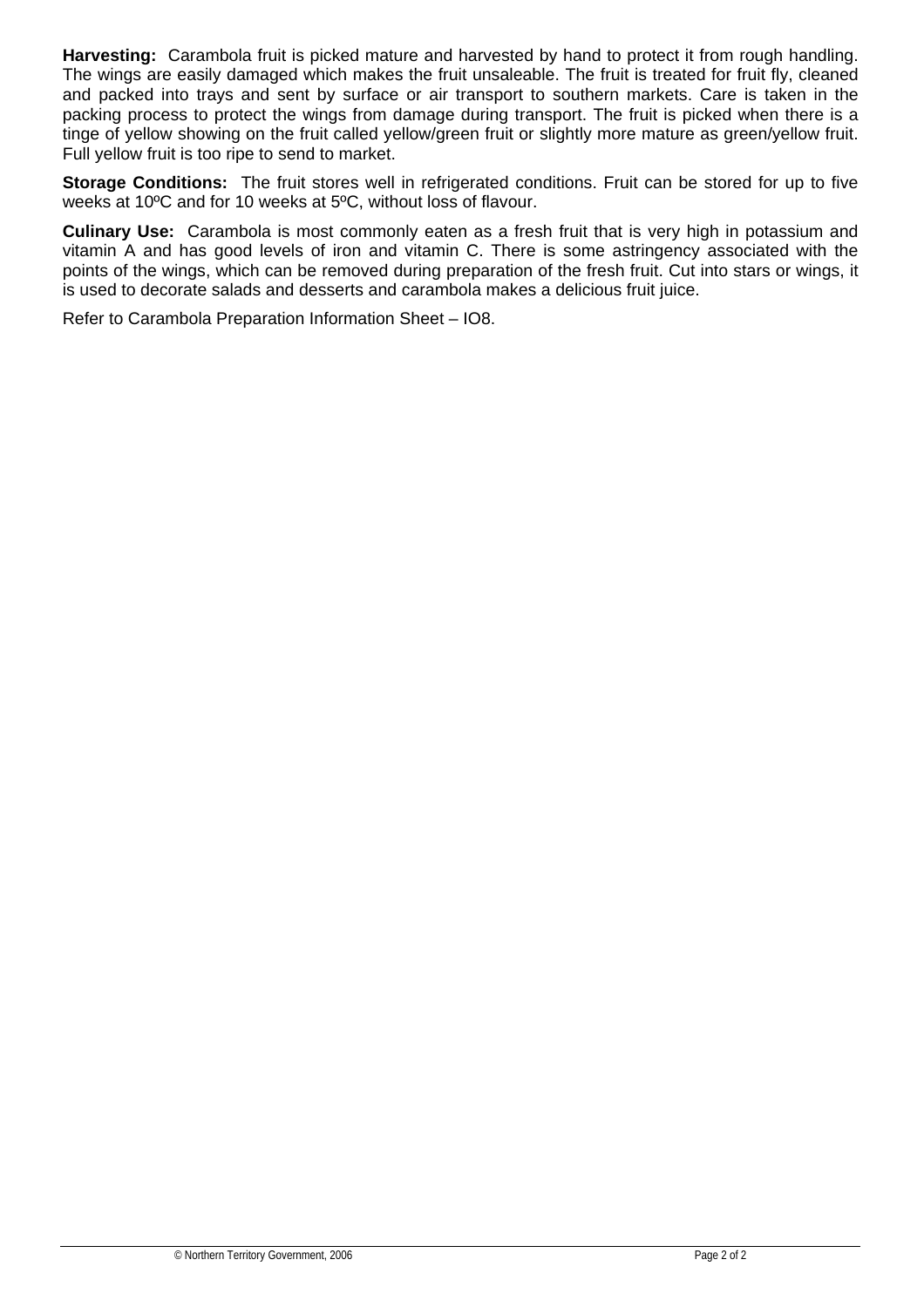**Harvesting:** Carambola fruit is picked mature and harvested by hand to protect it from rough handling. The wings are easily damaged which makes the fruit unsaleable. The fruit is treated for fruit fly, cleaned and packed into trays and sent by surface or air transport to southern markets. Care is taken in the packing process to protect the wings from damage during transport. The fruit is picked when there is a tinge of yellow showing on the fruit called yellow/green fruit or slightly more mature as green/yellow fruit. Full yellow fruit is too ripe to send to market.

**Storage Conditions:** The fruit stores well in refrigerated conditions. Fruit can be stored for up to five weeks at 10ºC and for 10 weeks at 5ºC, without loss of flavour.

**Culinary Use:** Carambola is most commonly eaten as a fresh fruit that is very high in potassium and vitamin A and has good levels of iron and vitamin C. There is some astringency associated with the points of the wings, which can be removed during preparation of the fresh fruit. Cut into stars or wings, it is used to decorate salads and desserts and carambola makes a delicious fruit juice.

Refer to Carambola Preparation Information Sheet – IO8.

© Northern Territory Government, 2006